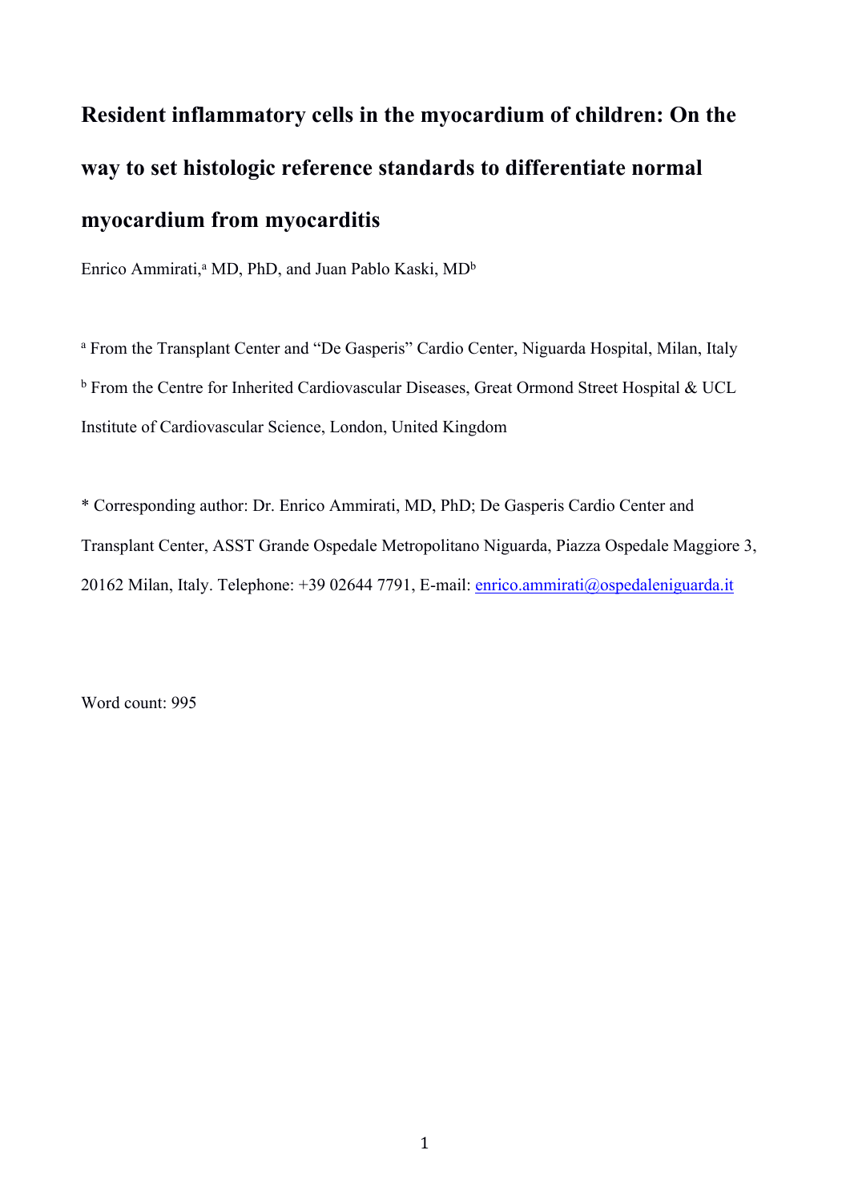# Resident inflammatory cells in the myocardium of children: On the way to set histologic reference standards to differentiate normal myocardium from myocarditis

Enrico Ammirati,[a] MD, PhD, and Juan Pablo Kaski, MD[b]

[a] From the Transplant Center and "De Gasperis" Cardio Center, Niguarda Hospital, Milan, Italy

[b] From the Centre for Inherited Cardiovascular Diseases, Great Ormond Street Hospital & UCL Institute of Cardiovascular Science, London, United Kingdom

* Corresponding author: Dr. Enrico Ammirati, MD, PhD; De Gasperis Cardio Center and Transplant Center, ASST Grande Ospedale Metropolitano Niguarda, Piazza Ospedale Maggiore 3, 20162 Milan, Italy. Telephone: +39 02644 7791, E-mail: enrico.ammirati@ospedaleniguarda.it

Word count: 995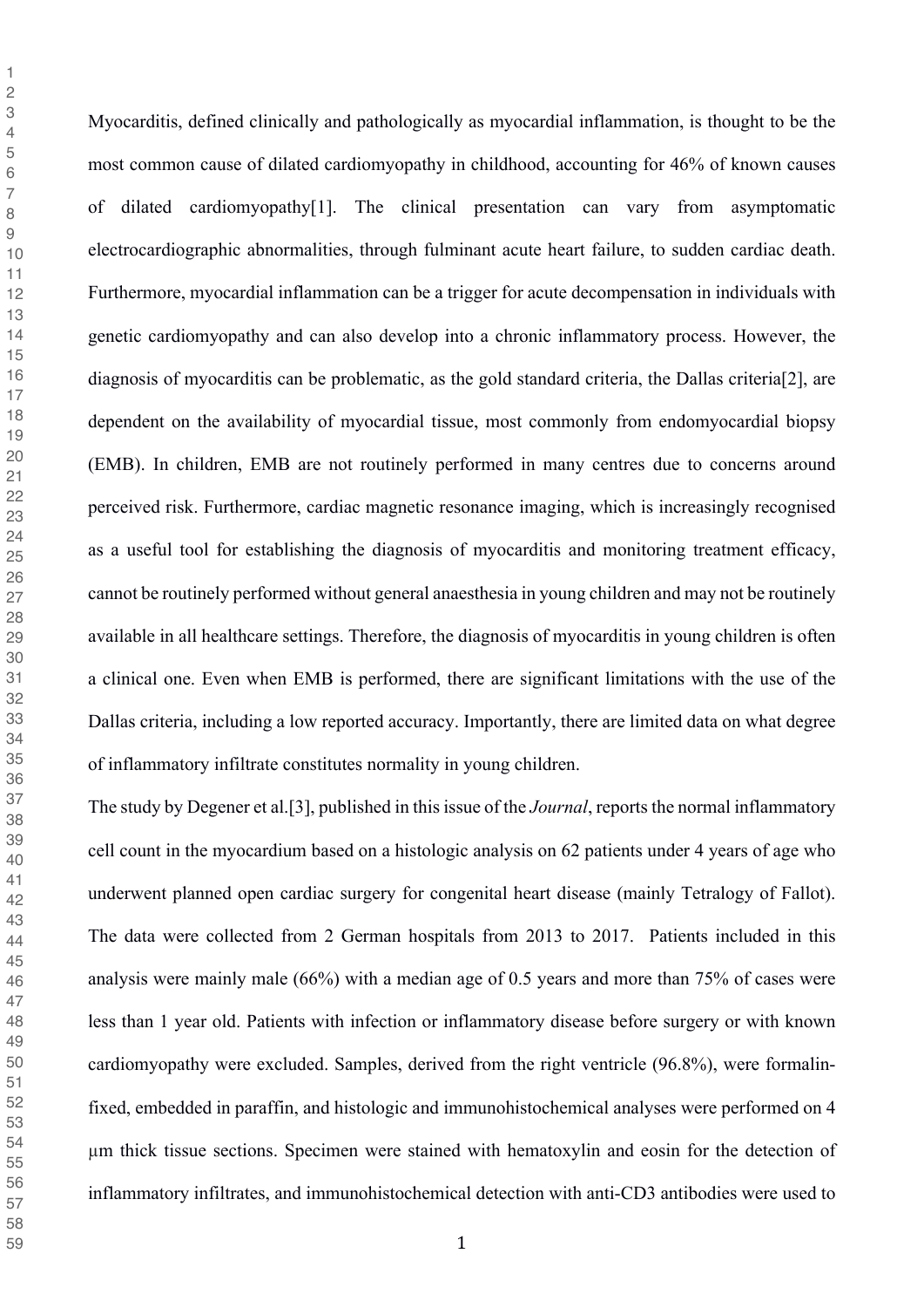Myocarditis, defined clinically and pathologically as myocardial inflammation, is thought to be the most common cause of dilated cardiomyopathy in childhood, accounting for 46% of known causes of dilated cardiomyopathy[1]. The clinical presentation can vary from asymptomatic electrocardiographic abnormalities, through fulminant acute heart failure, to sudden cardiac death. Furthermore, myocardial inflammation can be a trigger for acute decompensation in individuals with genetic cardiomyopathy and can also develop into a chronic inflammatory process. However, the diagnosis of myocarditis can be problematic, as the gold standard criteria, the Dallas criteria[2], are dependent on the availability of myocardial tissue, most commonly from endomyocardial biopsy (EMB). In children, EMB are not routinely performed in many centres due to concerns around perceived risk. Furthermore, cardiac magnetic resonance imaging, which is increasingly recognised as a useful tool for establishing the diagnosis of myocarditis and monitoring treatment efficacy, cannot be routinely performed without general anaesthesia in young children and may not be routinely available in all healthcare settings. Therefore, the diagnosis of myocarditis in young children is often a clinical one. Even when EMB is performed, there are significant limitations with the use of the Dallas criteria, including a low reported accuracy. Importantly, there are limited data on what degree of inflammatory infiltrate constitutes normality in young children.

The study by Degener et al.[3], published in this issue of the *Journal*, reports the normal inflammatory cell count in the myocardium based on a histologic analysis on 62 patients under 4 years of age who underwent planned open cardiac surgery for congenital heart disease (mainly Tetralogy of Fallot). The data were collected from 2 German hospitals from 2013 to 2017. Patients included in this analysis were mainly male (66%) with a median age of 0.5 years and more than 75% of cases were less than 1 year old. Patients with infection or inflammatory disease before surgery or with known cardiomyopathy were excluded. Samples, derived from the right ventricle (96.8%), were formalin-fixed, embedded in paraffin, and histologic and immunohistochemical analyses were performed on 4 μm thick tissue sections. Specimen were stained with hematoxylin and eosin for the detection of inflammatory infiltrates, and immunohistochemical detection with anti-CD3 antibodies were used to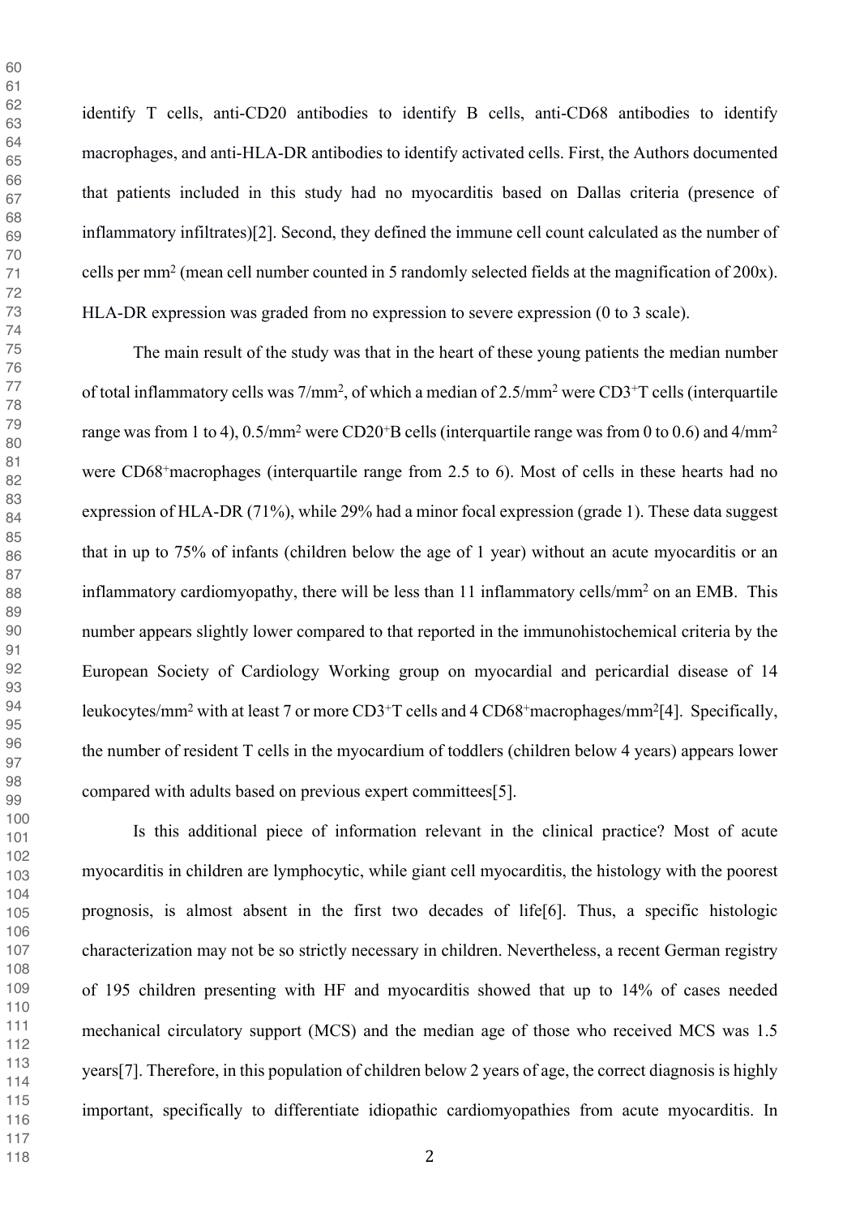identify T cells, anti-CD20 antibodies to identify B cells, anti-CD68 antibodies to identify macrophages, and anti-HLA-DR antibodies to identify activated cells. First, the Authors documented that patients included in this study had no myocarditis based on Dallas criteria (presence of inflammatory infiltrates)[2]. Second, they defined the immune cell count calculated as the number of cells per $mm^2$ (mean cell number counted in 5 randomly selected fields at the magnification of 200x). HLA-DR expression was graded from no expression to severe expression (0 to 3 scale).

The main result of the study was that in the heart of these young patients the median number of total inflammatory cells was $7/mm^2$, of which a median of $2.5/mm^2$ were $CD3^+$T cells (interquartile range was from 1 to 4), $0.5/mm^2$ were $CD20^+$B cells (interquartile range was from 0 to 0.6) and $4/mm^2$ were $CD68^+$macrophages (interquartile range from 2.5 to 6). Most of cells in these hearts had no expression of HLA-DR (71%), while 29% had a minor focal expression (grade 1). These data suggest that in up to 75% of infants (children below the age of 1 year) without an acute myocarditis or an inflammatory cardiomyopathy, there will be less than 11 inflammatory cells/$mm^2$ on an EMB. This number appears slightly lower compared to that reported in the immunohistochemical criteria by the European Society of Cardiology Working group on myocardial and pericardial disease of 14 leukocytes/$mm^2$ with at least 7 or more $CD3^+$T cells and 4 $CD68^+$macrophages/$mm^2$[4]. Specifically, the number of resident T cells in the myocardium of toddlers (children below 4 years) appears lower compared with adults based on previous expert committees[5].

Is this additional piece of information relevant in the clinical practice? Most of acute myocarditis in children are lymphocytic, while giant cell myocarditis, the histology with the poorest prognosis, is almost absent in the first two decades of life[6]. Thus, a specific histologic characterization may not be so strictly necessary in children. Nevertheless, a recent German registry of 195 children presenting with HF and myocarditis showed that up to 14% of cases needed mechanical circulatory support (MCS) and the median age of those who received MCS was 1.5 years[7]. Therefore, in this population of children below 2 years of age, the correct diagnosis is highly important, specifically to differentiate idiopathic cardiomyopathies from acute myocarditis. In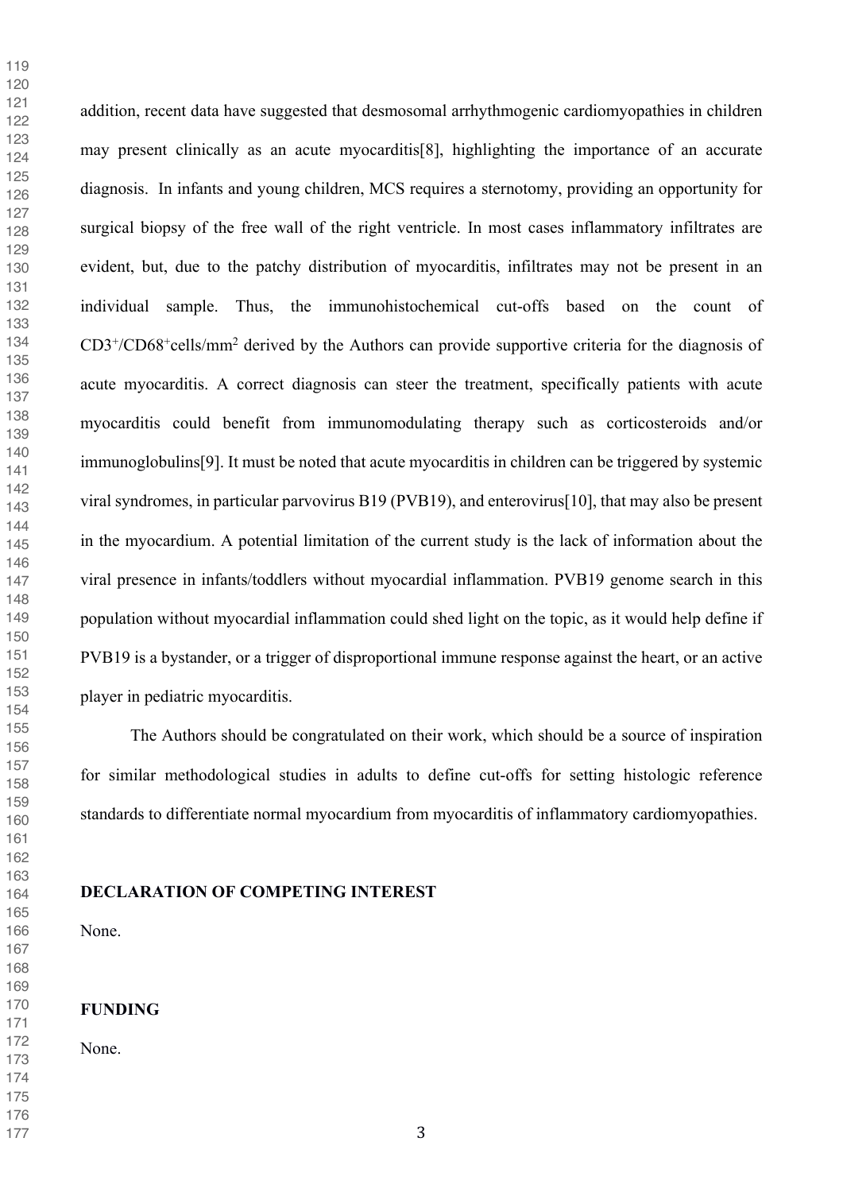addition, recent data have suggested that desmosomal arrhythmogenic cardiomyopathies in children may present clinically as an acute myocarditis[8], highlighting the importance of an accurate diagnosis. In infants and young children, MCS requires a sternotomy, providing an opportunity for surgical biopsy of the free wall of the right ventricle. In most cases inflammatory infiltrates are evident, but, due to the patchy distribution of myocarditis, infiltrates may not be present in an individual sample. Thus, the immunohistochemical cut-offs based on the count of $CD3^{+}$/$CD68^{+}$cells/$mm^2$ derived by the Authors can provide supportive criteria for the diagnosis of acute myocarditis. A correct diagnosis can steer the treatment, specifically patients with acute myocarditis could benefit from immunomodulating therapy such as corticosteroids and/or immunoglobulins[9]. It must be noted that acute myocarditis in children can be triggered by systemic viral syndromes, in particular parvovirus B19 (PVB19), and enterovirus[10], that may also be present in the myocardium. A potential limitation of the current study is the lack of information about the viral presence in infants/toddlers without myocardial inflammation. PVB19 genome search in this population without myocardial inflammation could shed light on the topic, as it would help define if PVB19 is a bystander, or a trigger of disproportional immune response against the heart, or an active player in pediatric myocarditis.

The Authors should be congratulated on their work, which should be a source of inspiration for similar methodological studies in adults to define cut-offs for setting histologic reference standards to differentiate normal myocardium from myocarditis of inflammatory cardiomyopathies.

## DECLARATION OF COMPETING INTEREST

None.

## FUNDING

None.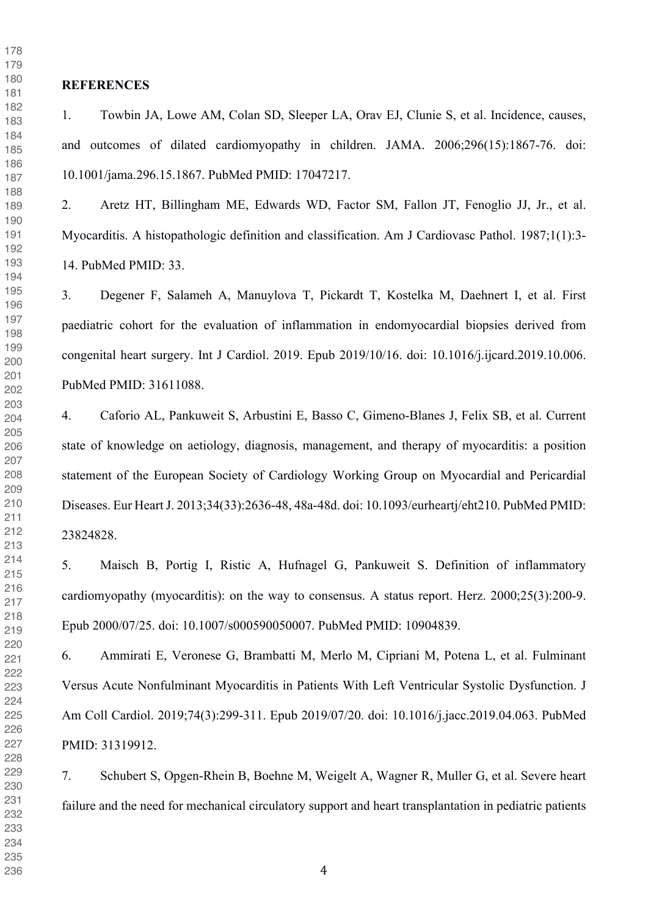**REFERENCES**

1. Towbin JA, Lowe AM, Colan SD, Sleeper LA, Orav EJ, Clunie S, et al. Incidence, causes, and outcomes of dilated cardiomyopathy in children. JAMA. 2006;296(15):1867-76. doi: 10.1001/jama.296.15.1867. PubMed PMID: 17047217.

2. Aretz HT, Billingham ME, Edwards WD, Factor SM, Fallon JT, Fenoglio JJ, Jr., et al. Myocarditis. A histopathologic definition and classification. Am J Cardiovasc Pathol. 1987;1(1):3-14. PubMed PMID: 33.

3. Degener F, Salameh A, Manuylova T, Pickardt T, Kostelka M, Daehnert I, et al. First paediatric cohort for the evaluation of inflammation in endomyocardial biopsies derived from congenital heart surgery. Int J Cardiol. 2019. Epub 2019/10/16. doi: 10.1016/j.ijcard.2019.10.006. PubMed PMID: 31611088.

4. Caforio AL, Pankuweit S, Arbustini E, Basso C, Gimeno-Blanes J, Felix SB, et al. Current state of knowledge on aetiology, diagnosis, management, and therapy of myocarditis: a position statement of the European Society of Cardiology Working Group on Myocardial and Pericardial Diseases. Eur Heart J. 2013;34(33):2636-48, 48a-48d. doi: 10.1093/eurheartj/eht210. PubMed PMID: 23824828.

5. Maisch B, Portig I, Ristic A, Hufnagel G, Pankuweit S. Definition of inflammatory cardiomyopathy (myocarditis): on the way to consensus. A status report. Herz. 2000;25(3):200-9. Epub 2000/07/25. doi: 10.1007/s000590050007. PubMed PMID: 10904839.

6. Ammirati E, Veronese G, Brambatti M, Merlo M, Cipriani M, Potena L, et al. Fulminant Versus Acute Nonfulminant Myocarditis in Patients With Left Ventricular Systolic Dysfunction. J Am Coll Cardiol. 2019;74(3):299-311. Epub 2019/07/20. doi: 10.1016/j.jacc.2019.04.063. PubMed PMID: 31319912.

7. Schubert S, Opgen-Rhein B, Boehne M, Weigelt A, Wagner R, Muller G, et al. Severe heart failure and the need for mechanical circulatory support and heart transplantation in pediatric patients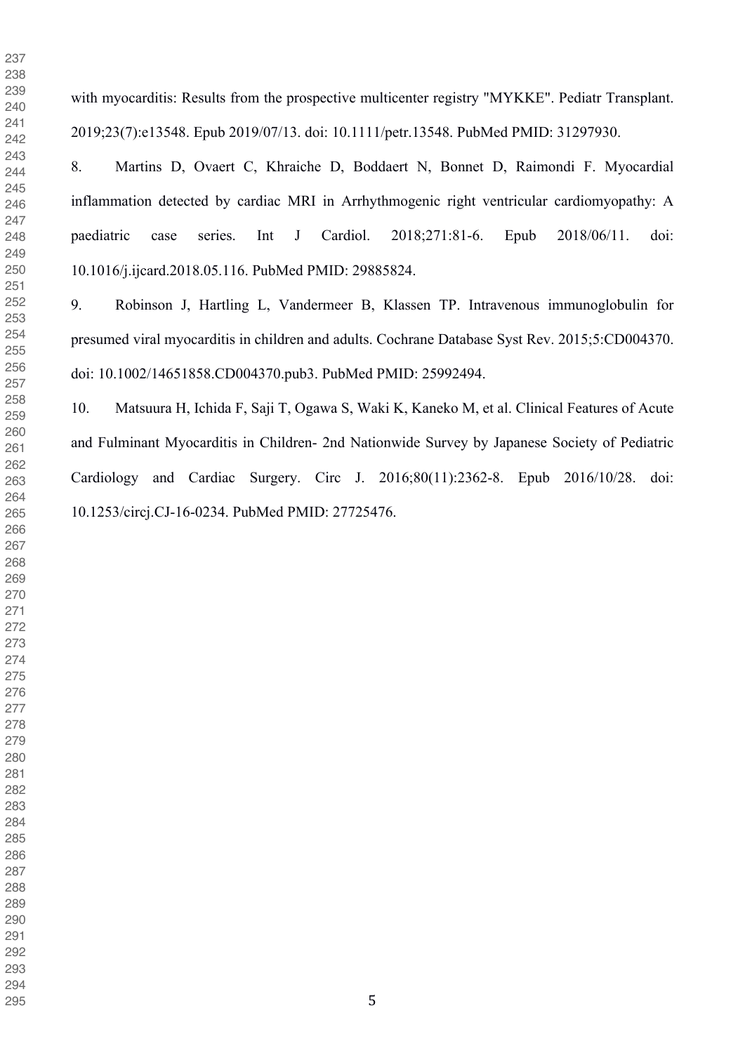with myocarditis: Results from the prospective multicenter registry "MYKKE". Pediatr Transplant. 2019;23(7):e13548. Epub 2019/07/13. doi: 10.1111/petr.13548. PubMed PMID: 31297930.

8. Martins D, Ovaert C, Khraiche D, Boddaert N, Bonnet D, Raimondi F. Myocardial inflammation detected by cardiac MRI in Arrhythmogenic right ventricular cardiomyopathy: A paediatric case series. Int J Cardiol. 2018;271:81-6. Epub 2018/06/11. doi: 10.1016/j.ijcard.2018.05.116. PubMed PMID: 29885824.

9. Robinson J, Hartling L, Vandermeer B, Klassen TP. Intravenous immunoglobulin for presumed viral myocarditis in children and adults. Cochrane Database Syst Rev. 2015;5:CD004370. doi: 10.1002/14651858.CD004370.pub3. PubMed PMID: 25992494.

10. Matsuura H, Ichida F, Saji T, Ogawa S, Waki K, Kaneko M, et al. Clinical Features of Acute and Fulminant Myocarditis in Children- 2nd Nationwide Survey by Japanese Society of Pediatric Cardiology and Cardiac Surgery. Circ J. 2016;80(11):2362-8. Epub 2016/10/28. doi: 10.1253/circj.CJ-16-0234. PubMed PMID: 27725476.